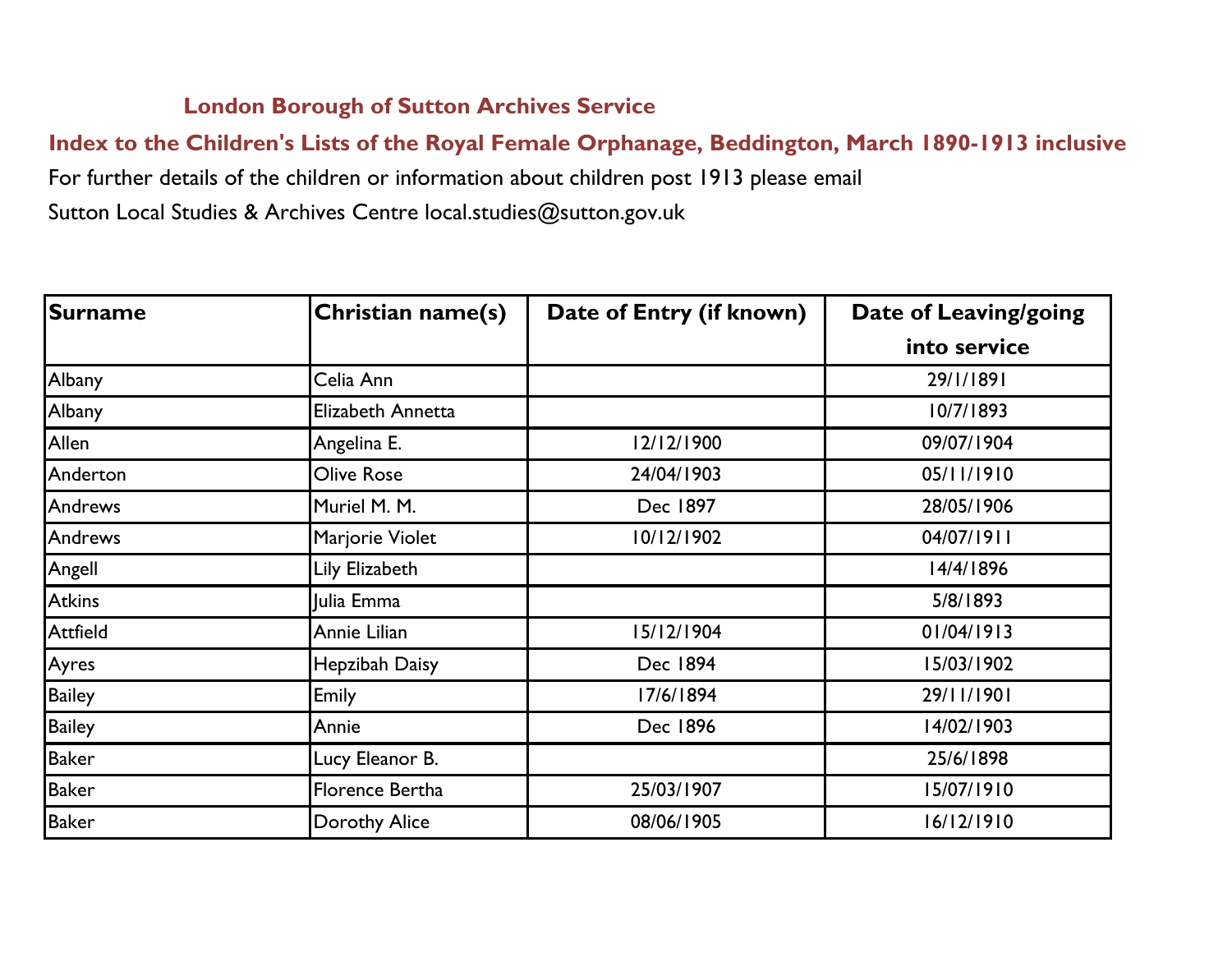## London Borough of Sutton Archives Service

## Index to the Children's Lists of the Royal Female Orphanage, Beddington, March 1890-1913 inclusive

For further details of the children or information about children post 1913 please email

Sutton Local Studies & Archives Centre local.studies@sutton.gov.uk

| Surname | Christian name(s) | Date of Entry (if known) | Date of Leaving/going into service |
|---|---|---|---|
| Albany | Celia Ann | | 29/1/1891 |
| Albany | Elizabeth Annetta | | 10/7/1893 |
| Allen | Angelina E. | 12/12/1900 | 09/07/1904 |
| Anderton | Olive Rose | 24/04/1903 | 05/11/1910 |
| Andrews | Muriel M. M. | Dec 1897 | 28/05/1906 |
| Andrews | Marjorie Violet | 10/12/1902 | 04/07/1911 |
| Angell | Lily Elizabeth | | 14/4/1896 |
| Atkins | Julia Emma | | 5/8/1893 |
| Attfield | Annie Lilian | 15/12/1904 | 01/04/1913 |
| Ayres | Hepzibah Daisy | Dec 1894 | 15/03/1902 |
| Bailey | Emily | 17/6/1894 | 29/11/1901 |
| Bailey | Annie | Dec 1896 | 14/02/1903 |
| Baker | Lucy Eleanor B. | | 25/6/1898 |
| Baker | Florence Bertha | 25/03/1907 | 15/07/1910 |
| Baker | Dorothy Alice | 08/06/1905 | 16/12/1910 |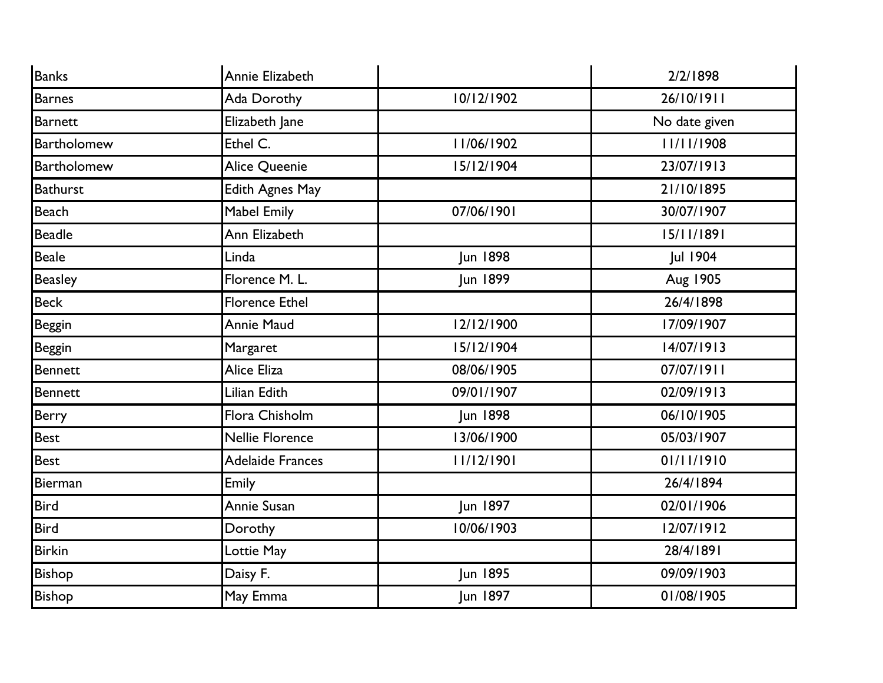| | | | |
|---|---|---|---|
| Banks | Annie Elizabeth | | 2/2/1898 |
| Barnes | Ada Dorothy | 10/12/1902 | 26/10/1911 |
| Barnett | Elizabeth Jane | | No date given |
| Bartholomew | Ethel C. | 11/06/1902 | 11/11/1908 |
| Bartholomew | Alice Queenie | 15/12/1904 | 23/07/1913 |
| Bathurst | Edith Agnes May | | 21/10/1895 |
| Beach | Mabel Emily | 07/06/1901 | 30/07/1907 |
| Beadle | Ann Elizabeth | | 15/11/1891 |
| Beale | Linda | Jun 1898 | Jul 1904 |
| Beasley | Florence M. L. | Jun 1899 | Aug 1905 |
| Beck | Florence Ethel | | 26/4/1898 |
| Beggin | Annie Maud | 12/12/1900 | 17/09/1907 |
| Beggin | Margaret | 15/12/1904 | 14/07/1913 |
| Bennett | Alice Eliza | 08/06/1905 | 07/07/1911 |
| Bennett | Lilian Edith | 09/01/1907 | 02/09/1913 |
| Berry | Flora Chisholm | Jun 1898 | 06/10/1905 |
| Best | Nellie Florence | 13/06/1900 | 05/03/1907 |
| Best | Adelaide Frances | 11/12/1901 | 01/11/1910 |
| Bierman | Emily | | 26/4/1894 |
| Bird | Annie Susan | Jun 1897 | 02/01/1906 |
| Bird | Dorothy | 10/06/1903 | 12/07/1912 |
| Birkin | Lottie May | | 28/4/1891 |
| Bishop | Daisy F. | Jun 1895 | 09/09/1903 |
| Bishop | May Emma | Jun 1897 | 01/08/1905 |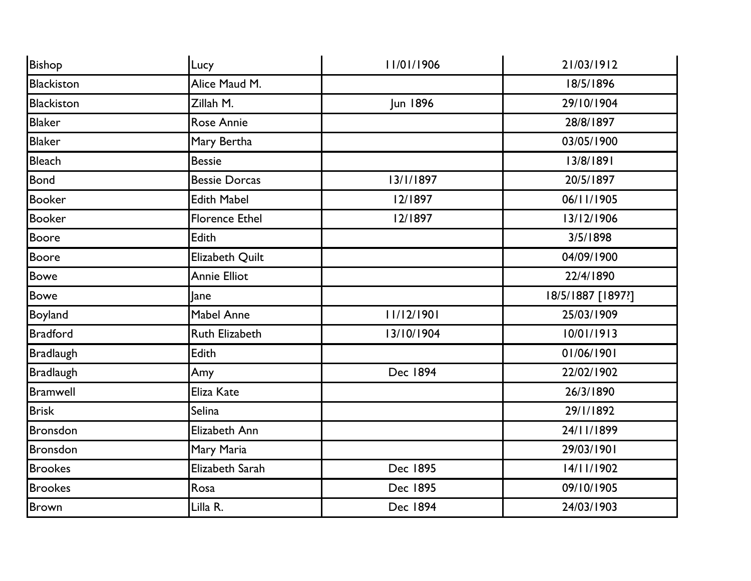| | | | |
|---|---|---|---|
| Bishop | Lucy | 11/01/1906 | 21/03/1912 |
| Blackiston | Alice Maud M. | | 18/5/1896 |
| Blackiston | Zillah M. | Jun 1896 | 29/10/1904 |
| Blaker | Rose Annie | | 28/8/1897 |
| Blaker | Mary Bertha | | 03/05/1900 |
| Bleach | Bessie | | 13/8/1891 |
| Bond | Bessie Dorcas | 13/1/1897 | 20/5/1897 |
| Booker | Edith Mabel | 12/1897 | 06/11/1905 |
| Booker | Florence Ethel | 12/1897 | 13/12/1906 |
| Boore | Edith | | 3/5/1898 |
| Boore | Elizabeth Quilt | | 04/09/1900 |
| Bowe | Annie Elliot | | 22/4/1890 |
| Bowe | Jane | | 18/5/1887 [1897?] |
| Boyland | Mabel Anne | 11/12/1901 | 25/03/1909 |
| Bradford | Ruth Elizabeth | 13/10/1904 | 10/01/1913 |
| Bradlaugh | Edith | | 01/06/1901 |
| Bradlaugh | Amy | Dec 1894 | 22/02/1902 |
| Bramwell | Eliza Kate | | 26/3/1890 |
| Brisk | Selina | | 29/1/1892 |
| Bronsdon | Elizabeth Ann | | 24/11/1899 |
| Bronsdon | Mary Maria | | 29/03/1901 |
| Brookes | Elizabeth Sarah | Dec 1895 | 14/11/1902 |
| Brookes | Rosa | Dec 1895 | 09/10/1905 |
| Brown | Lilla R. | Dec 1894 | 24/03/1903 |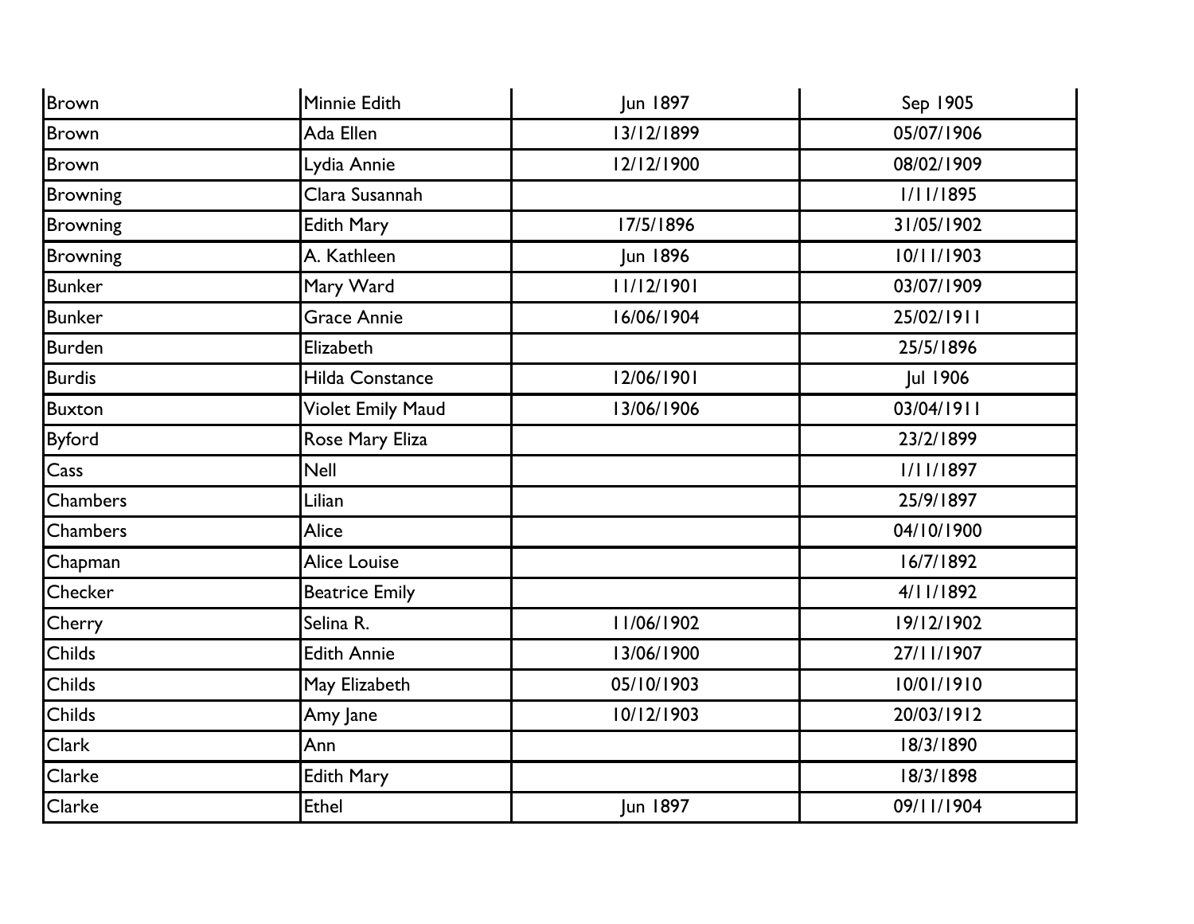| | | | |
|---|---|---|---|
| Brown | Minnie Edith | Jun 1897 | Sep 1905 |
| Brown | Ada Ellen | 13/12/1899 | 05/07/1906 |
| Brown | Lydia Annie | 12/12/1900 | 08/02/1909 |
| Browning | Clara Susannah | | 1/11/1895 |
| Browning | Edith Mary | 17/5/1896 | 31/05/1902 |
| Browning | A. Kathleen | Jun 1896 | 10/11/1903 |
| Bunker | Mary Ward | 11/12/1901 | 03/07/1909 |
| Bunker | Grace Annie | 16/06/1904 | 25/02/1911 |
| Burden | Elizabeth | | 25/5/1896 |
| Burdis | Hilda Constance | 12/06/1901 | Jul 1906 |
| Buxton | Violet Emily Maud | 13/06/1906 | 03/04/1911 |
| Byford | Rose Mary Eliza | | 23/2/1899 |
| Cass | Nell | | 1/11/1897 |
| Chambers | Lilian | | 25/9/1897 |
| Chambers | Alice | | 04/10/1900 |
| Chapman | Alice Louise | | 16/7/1892 |
| Checker | Beatrice Emily | | 4/11/1892 |
| Cherry | Selina R. | 11/06/1902 | 19/12/1902 |
| Childs | Edith Annie | 13/06/1900 | 27/11/1907 |
| Childs | May Elizabeth | 05/10/1903 | 10/01/1910 |
| Childs | Amy Jane | 10/12/1903 | 20/03/1912 |
| Clark | Ann | | 18/3/1890 |
| Clarke | Edith Mary | | 18/3/1898 |
| Clarke | Ethel | Jun 1897 | 09/11/1904 |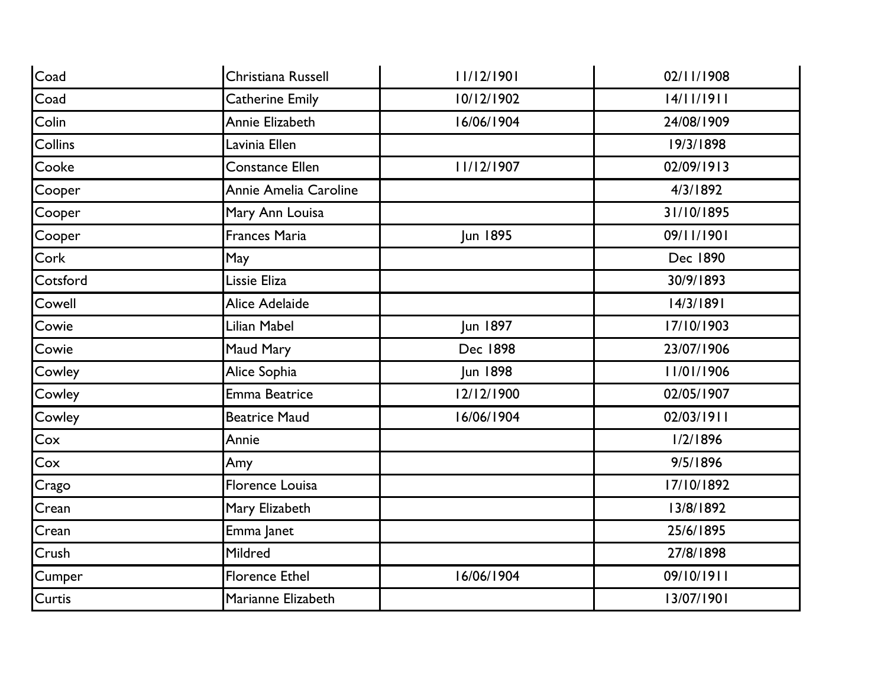| | | | |
|---|---|---|---|
| Coad | Christiana Russell | 11/12/1901 | 02/11/1908 |
| Coad | Catherine Emily | 10/12/1902 | 14/11/1911 |
| Colin | Annie Elizabeth | 16/06/1904 | 24/08/1909 |
| Collins | Lavinia Ellen | | 19/3/1898 |
| Cooke | Constance Ellen | 11/12/1907 | 02/09/1913 |
| Cooper | Annie Amelia Caroline | | 4/3/1892 |
| Cooper | Mary Ann Louisa | | 31/10/1895 |
| Cooper | Frances Maria | Jun 1895 | 09/11/1901 |
| Cork | May | | Dec 1890 |
| Cotsford | Lissie Eliza | | 30/9/1893 |
| Cowell | Alice Adelaide | | 14/3/1891 |
| Cowie | Lilian Mabel | Jun 1897 | 17/10/1903 |
| Cowie | Maud Mary | Dec 1898 | 23/07/1906 |
| Cowley | Alice Sophia | Jun 1898 | 11/01/1906 |
| Cowley | Emma Beatrice | 12/12/1900 | 02/05/1907 |
| Cowley | Beatrice Maud | 16/06/1904 | 02/03/1911 |
| Cox | Annie | | 1/2/1896 |
| Cox | Amy | | 9/5/1896 |
| Crago | Florence Louisa | | 17/10/1892 |
| Crean | Mary Elizabeth | | 13/8/1892 |
| Crean | Emma Janet | | 25/6/1895 |
| Crush | Mildred | | 27/8/1898 |
| Cumper | Florence Ethel | 16/06/1904 | 09/10/1911 |
| Curtis | Marianne Elizabeth | | 13/07/1901 |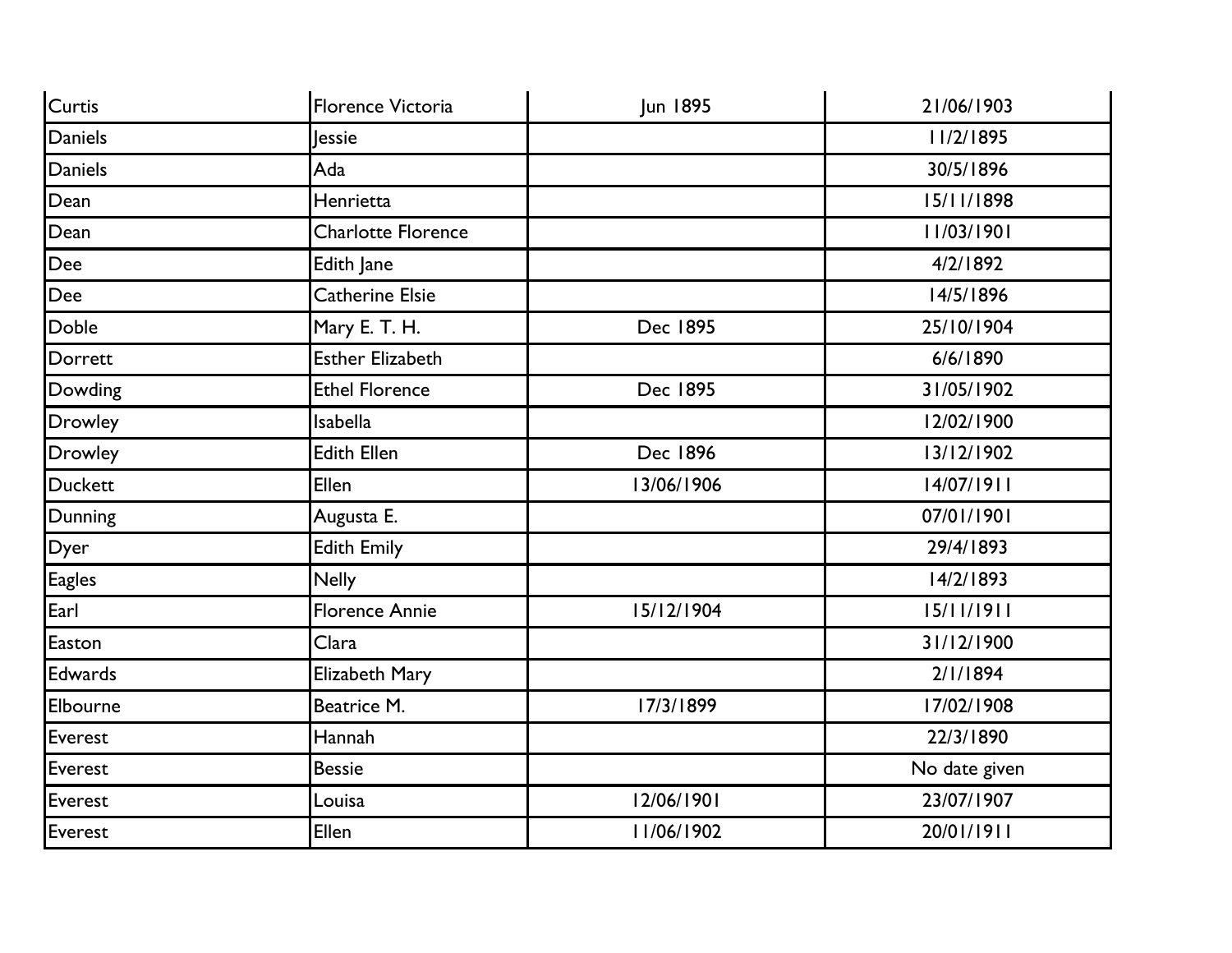| | | | |
|---|---|---|---|
| Curtis | Florence Victoria | Jun 1895 | 21/06/1903 |
| Daniels | Jessie | | 11/2/1895 |
| Daniels | Ada | | 30/5/1896 |
| Dean | Henrietta | | 15/11/1898 |
| Dean | Charlotte Florence | | 11/03/1901 |
| Dee | Edith Jane | | 4/2/1892 |
| Dee | Catherine Elsie | | 14/5/1896 |
| Doble | Mary E. T. H. | Dec 1895 | 25/10/1904 |
| Dorrett | Esther Elizabeth | | 6/6/1890 |
| Dowding | Ethel Florence | Dec 1895 | 31/05/1902 |
| Drowley | Isabella | | 12/02/1900 |
| Drowley | Edith Ellen | Dec 1896 | 13/12/1902 |
| Duckett | Ellen | 13/06/1906 | 14/07/1911 |
| Dunning | Augusta E. | | 07/01/1901 |
| Dyer | Edith Emily | | 29/4/1893 |
| Eagles | Nelly | | 14/2/1893 |
| Earl | Florence Annie | 15/12/1904 | 15/11/1911 |
| Easton | Clara | | 31/12/1900 |
| Edwards | Elizabeth Mary | | 2/1/1894 |
| Elbourne | Beatrice M. | 17/3/1899 | 17/02/1908 |
| Everest | Hannah | | 22/3/1890 |
| Everest | Bessie | | No date given |
| Everest | Louisa | 12/06/1901 | 23/07/1907 |
| Everest | Ellen | 11/06/1902 | 20/01/1911 |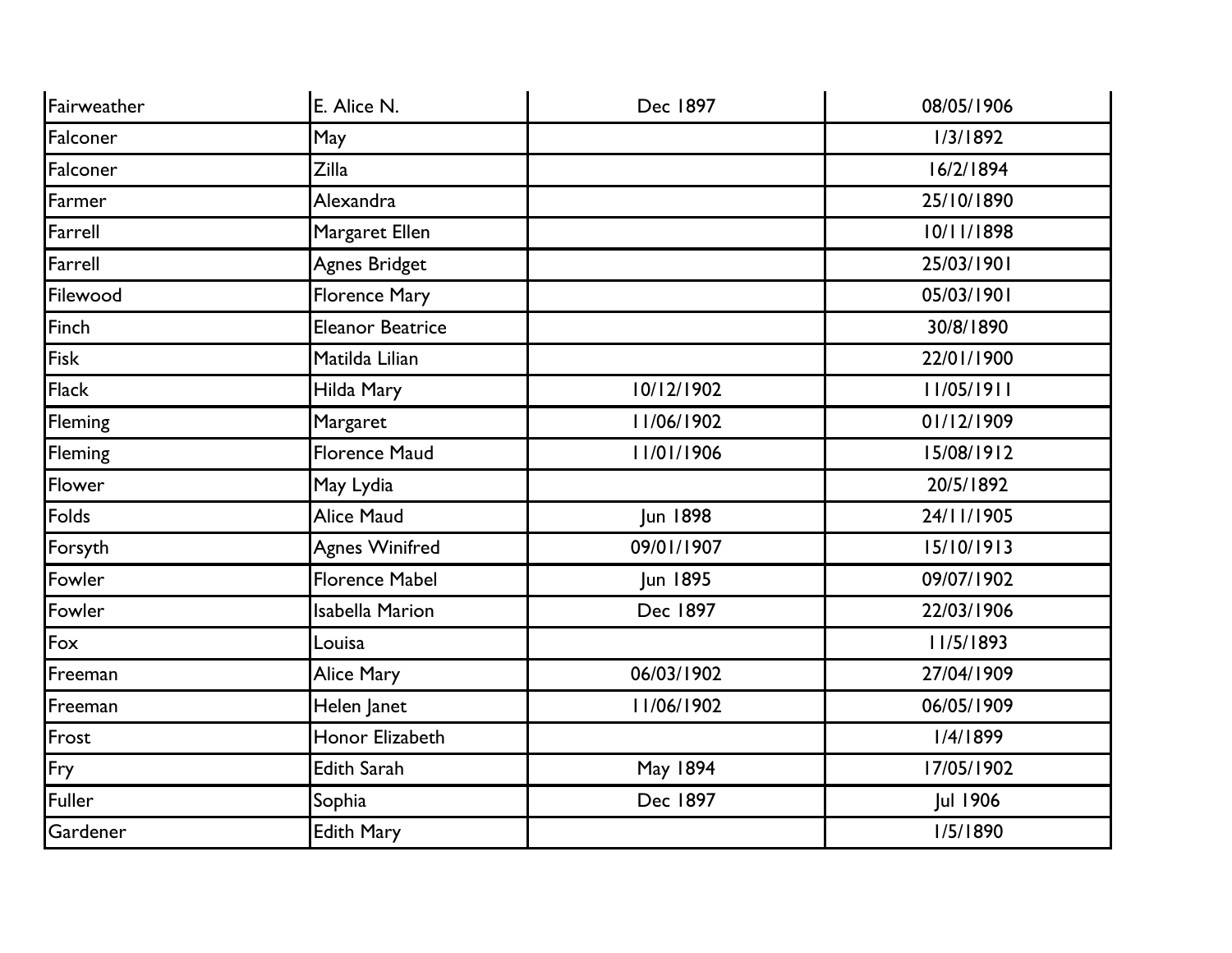| | | | |
|---|---|---|---|
| Fairweather | E. Alice N. | Dec 1897 | 08/05/1906 |
| Falconer | May | | 1/3/1892 |
| Falconer | Zilla | | 16/2/1894 |
| Farmer | Alexandra | | 25/10/1890 |
| Farrell | Margaret Ellen | | 10/11/1898 |
| Farrell | Agnes Bridget | | 25/03/1901 |
| Filewood | Florence Mary | | 05/03/1901 |
| Finch | Eleanor Beatrice | | 30/8/1890 |
| Fisk | Matilda Lilian | | 22/01/1900 |
| Flack | Hilda Mary | 10/12/1902 | 11/05/1911 |
| Fleming | Margaret | 11/06/1902 | 01/12/1909 |
| Fleming | Florence Maud | 11/01/1906 | 15/08/1912 |
| Flower | May Lydia | | 20/5/1892 |
| Folds | Alice Maud | Jun 1898 | 24/11/1905 |
| Forsyth | Agnes Winifred | 09/01/1907 | 15/10/1913 |
| Fowler | Florence Mabel | Jun 1895 | 09/07/1902 |
| Fowler | Isabella Marion | Dec 1897 | 22/03/1906 |
| Fox | Louisa | | 11/5/1893 |
| Freeman | Alice Mary | 06/03/1902 | 27/04/1909 |
| Freeman | Helen Janet | 11/06/1902 | 06/05/1909 |
| Frost | Honor Elizabeth | | 1/4/1899 |
| Fry | Edith Sarah | May 1894 | 17/05/1902 |
| Fuller | Sophia | Dec 1897 | Jul 1906 |
| Gardener | Edith Mary | | 1/5/1890 |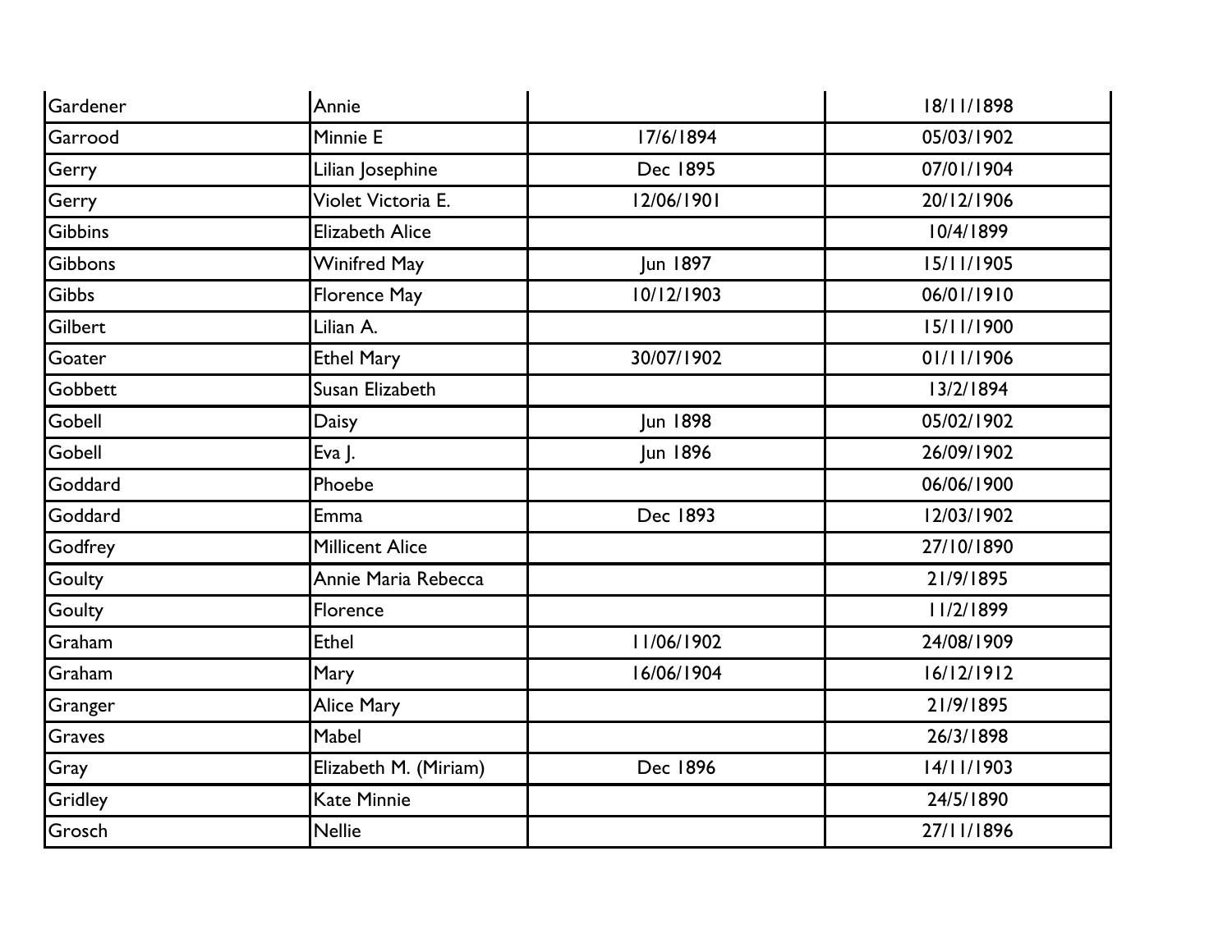| | | | |
|---|---|---|---|
| Gardener | Annie | | 18/11/1898 |
| Garrood | Minnie E | 17/6/1894 | 05/03/1902 |
| Gerry | Lilian Josephine | Dec 1895 | 07/01/1904 |
| Gerry | Violet Victoria E. | 12/06/1901 | 20/12/1906 |
| Gibbins | Elizabeth Alice | | 10/4/1899 |
| Gibbons | Winifred May | Jun 1897 | 15/11/1905 |
| Gibbs | Florence May | 10/12/1903 | 06/01/1910 |
| Gilbert | Lilian A. | | 15/11/1900 |
| Goater | Ethel Mary | 30/07/1902 | 01/11/1906 |
| Gobbett | Susan Elizabeth | | 13/2/1894 |
| Gobell | Daisy | Jun 1898 | 05/02/1902 |
| Gobell | Eva J. | Jun 1896 | 26/09/1902 |
| Goddard | Phoebe | | 06/06/1900 |
| Goddard | Emma | Dec 1893 | 12/03/1902 |
| Godfrey | Millicent Alice | | 27/10/1890 |
| Goulty | Annie Maria Rebecca | | 21/9/1895 |
| Goulty | Florence | | 11/2/1899 |
| Graham | Ethel | 11/06/1902 | 24/08/1909 |
| Graham | Mary | 16/06/1904 | 16/12/1912 |
| Granger | Alice Mary | | 21/9/1895 |
| Graves | Mabel | | 26/3/1898 |
| Gray | Elizabeth M. (Miriam) | Dec 1896 | 14/11/1903 |
| Gridley | Kate Minnie | | 24/5/1890 |
| Grosch | Nellie | | 27/11/1896 |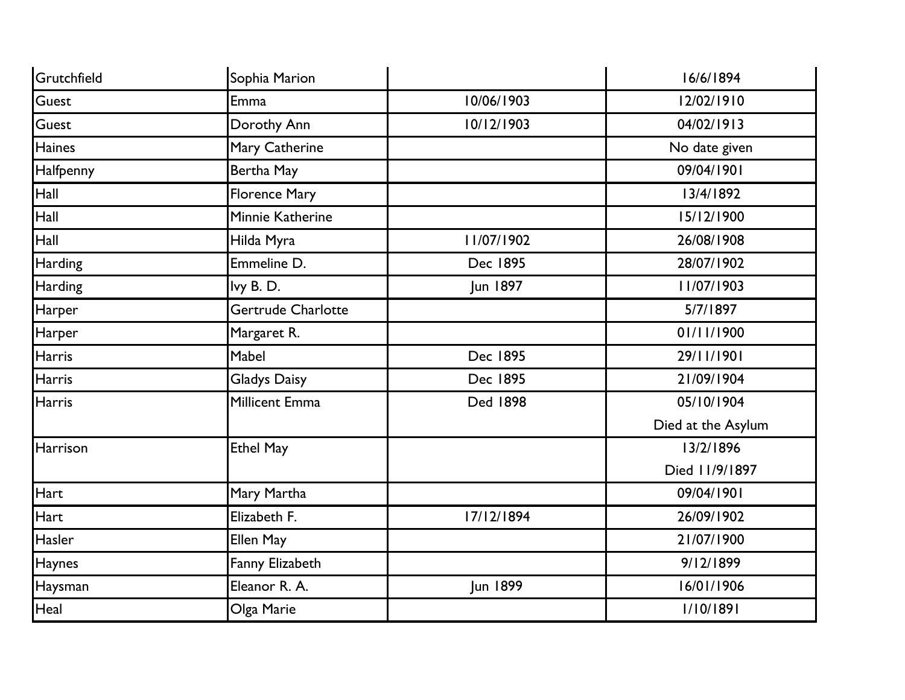| Grutchfield | Sophia Marion | | 16/6/1894 |
|---|---|---|---|
| Guest | Emma | 10/06/1903 | 12/02/1910 |
| Guest | Dorothy Ann | 10/12/1903 | 04/02/1913 |
| Haines | Mary Catherine | | No date given |
| Halfpenny | Bertha May | | 09/04/1901 |
| Hall | Florence Mary | | 13/4/1892 |
| Hall | Minnie Katherine | | 15/12/1900 |
| Hall | Hilda Myra | 11/07/1902 | 26/08/1908 |
| Harding | Emmeline D. | Dec 1895 | 28/07/1902 |
| Harding | Ivy B. D. | Jun 1897 | 11/07/1903 |
| Harper | Gertrude Charlotte | | 5/7/1897 |
| Harper | Margaret R. | | 01/11/1900 |
| Harris | Mabel | Dec 1895 | 29/11/1901 |
| Harris | Gladys Daisy | Dec 1895 | 21/09/1904 |
| Harris | Millicent Emma | Ded 1898 | 05/10/1904<br>Died at the Asylum |
| Harrison | Ethel May | | 13/2/1896<br>Died 11/9/1897 |
| Hart | Mary Martha | | 09/04/1901 |
| Hart | Elizabeth F. | 17/12/1894 | 26/09/1902 |
| Hasler | Ellen May | | 21/07/1900 |
| Haynes | Fanny Elizabeth | | 9/12/1899 |
| Haysman | Eleanor R. A. | Jun 1899 | 16/01/1906 |
| Heal | Olga Marie | | 1/10/1891 |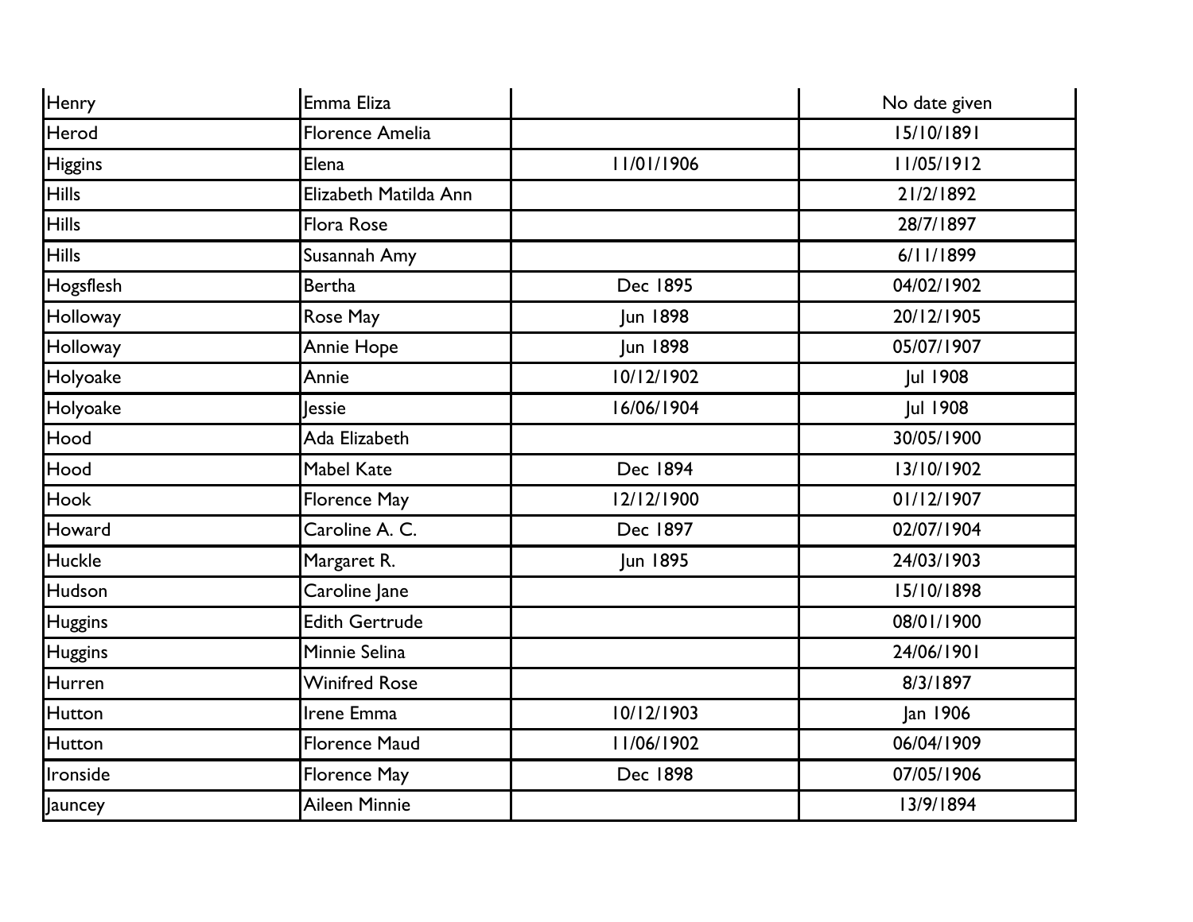| | | | |
|---|---|---|---|
| Henry | Emma Eliza | | No date given |
| Herod | Florence Amelia | | 15/10/1891 |
| Higgins | Elena | 11/01/1906 | 11/05/1912 |
| Hills | Elizabeth Matilda Ann | | 21/2/1892 |
| Hills | Flora Rose | | 28/7/1897 |
| Hills | Susannah Amy | | 6/11/1899 |
| Hogsflesh | Bertha | Dec 1895 | 04/02/1902 |
| Holloway | Rose May | Jun 1898 | 20/12/1905 |
| Holloway | Annie Hope | Jun 1898 | 05/07/1907 |
| Holyoake | Annie | 10/12/1902 | Jul 1908 |
| Holyoake | Jessie | 16/06/1904 | Jul 1908 |
| Hood | Ada Elizabeth | | 30/05/1900 |
| Hood | Mabel Kate | Dec 1894 | 13/10/1902 |
| Hook | Florence May | 12/12/1900 | 01/12/1907 |
| Howard | Caroline A. C. | Dec 1897 | 02/07/1904 |
| Huckle | Margaret R. | Jun 1895 | 24/03/1903 |
| Hudson | Caroline Jane | | 15/10/1898 |
| Huggins | Edith Gertrude | | 08/01/1900 |
| Huggins | Minnie Selina | | 24/06/1901 |
| Hurren | Winifred Rose | | 8/3/1897 |
| Hutton | Irene Emma | 10/12/1903 | Jan 1906 |
| Hutton | Florence Maud | 11/06/1902 | 06/04/1909 |
| Ironside | Florence May | Dec 1898 | 07/05/1906 |
| Jauncey | Aileen Minnie | | 13/9/1894 |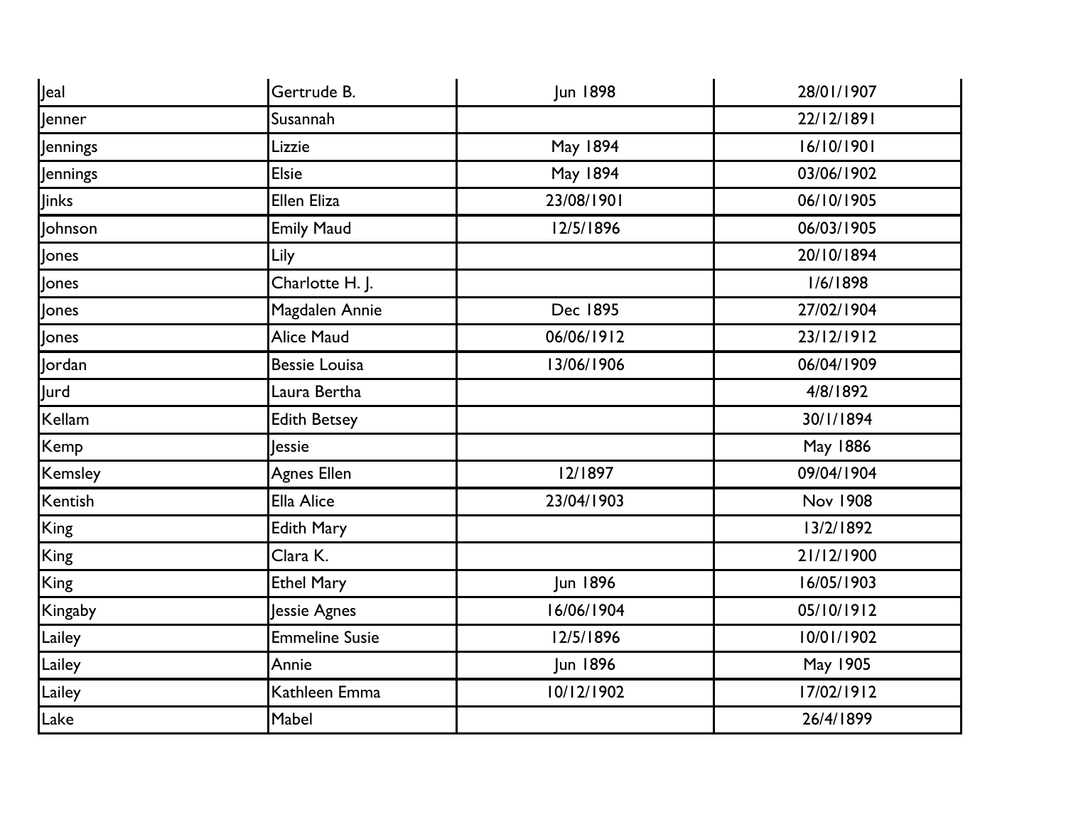| | | | |
|---|---|---|---|
| Jeal | Gertrude B. | Jun 1898 | 28/01/1907 |
| Jenner | Susannah | | 22/12/1891 |
| Jennings | Lizzie | May 1894 | 16/10/1901 |
| Jennings | Elsie | May 1894 | 03/06/1902 |
| Jinks | Ellen Eliza | 23/08/1901 | 06/10/1905 |
| Johnson | Emily Maud | 12/5/1896 | 06/03/1905 |
| Jones | Lily | | 20/10/1894 |
| Jones | Charlotte H. J. | | 1/6/1898 |
| Jones | Magdalen Annie | Dec 1895 | 27/02/1904 |
| Jones | Alice Maud | 06/06/1912 | 23/12/1912 |
| Jordan | Bessie Louisa | 13/06/1906 | 06/04/1909 |
| Jurd | Laura Bertha | | 4/8/1892 |
| Kellam | Edith Betsey | | 30/1/1894 |
| Kemp | Jessie | | May 1886 |
| Kemsley | Agnes Ellen | 12/1897 | 09/04/1904 |
| Kentish | Ella Alice | 23/04/1903 | Nov 1908 |
| King | Edith Mary | | 13/2/1892 |
| King | Clara K. | | 21/12/1900 |
| King | Ethel Mary | Jun 1896 | 16/05/1903 |
| Kingaby | Jessie Agnes | 16/06/1904 | 05/10/1912 |
| Lailey | Emmeline Susie | 12/5/1896 | 10/01/1902 |
| Lailey | Annie | Jun 1896 | May 1905 |
| Lailey | Kathleen Emma | 10/12/1902 | 17/02/1912 |
| Lake | Mabel | | 26/4/1899 |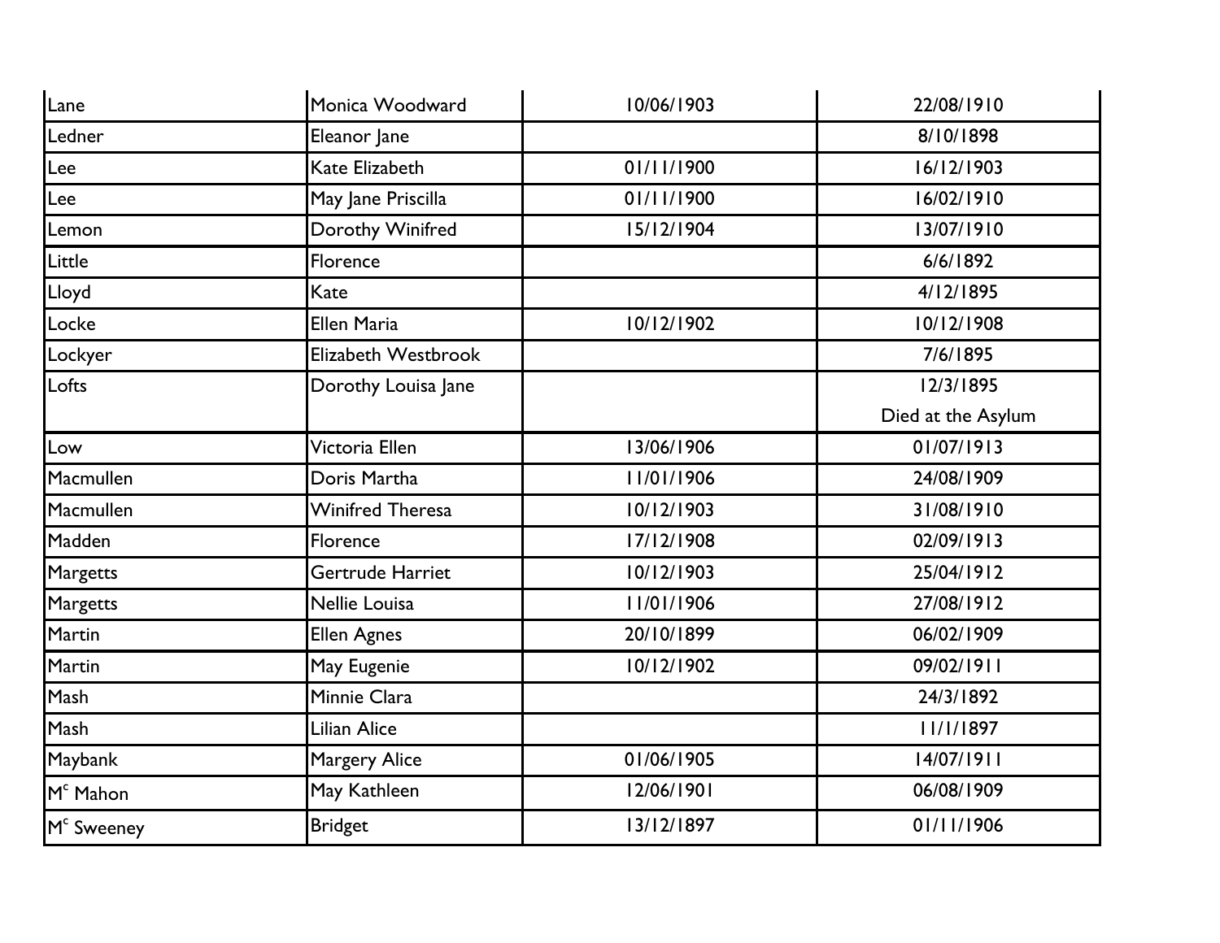| | | | |
|---|---|---|---|
| Lane | Monica Woodward | 10/06/1903 | 22/08/1910 |
| Ledner | Eleanor Jane | | 8/10/1898 |
| Lee | Kate Elizabeth | 01/11/1900 | 16/12/1903 |
| Lee | May Jane Priscilla | 01/11/1900 | 16/02/1910 |
| Lemon | Dorothy Winifred | 15/12/1904 | 13/07/1910 |
| Little | Florence | | 6/6/1892 |
| Lloyd | Kate | | 4/12/1895 |
| Locke | Ellen Maria | 10/12/1902 | 10/12/1908 |
| Lockyer | Elizabeth Westbrook | | 7/6/1895 |
| Lofts | Dorothy Louisa Jane | | 12/3/1895 Died at the Asylum |
| Low | Victoria Ellen | 13/06/1906 | 01/07/1913 |
| Macmullen | Doris Martha | 11/01/1906 | 24/08/1909 |
| Macmullen | Winifred Theresa | 10/12/1903 | 31/08/1910 |
| Madden | Florence | 17/12/1908 | 02/09/1913 |
| Margetts | Gertrude Harriet | 10/12/1903 | 25/04/1912 |
| Margetts | Nellie Louisa | 11/01/1906 | 27/08/1912 |
| Martin | Ellen Agnes | 20/10/1899 | 06/02/1909 |
| Martin | May Eugenie | 10/12/1902 | 09/02/1911 |
| Mash | Minnie Clara | | 24/3/1892 |
| Mash | Lilian Alice | | 11/1/1897 |
| Maybank | Margery Alice | 01/06/1905 | 14/07/1911 |
| Mc Mahon | May Kathleen | 12/06/1901 | 06/08/1909 |
| Mc Sweeney | Bridget | 13/12/1897 | 01/11/1906 |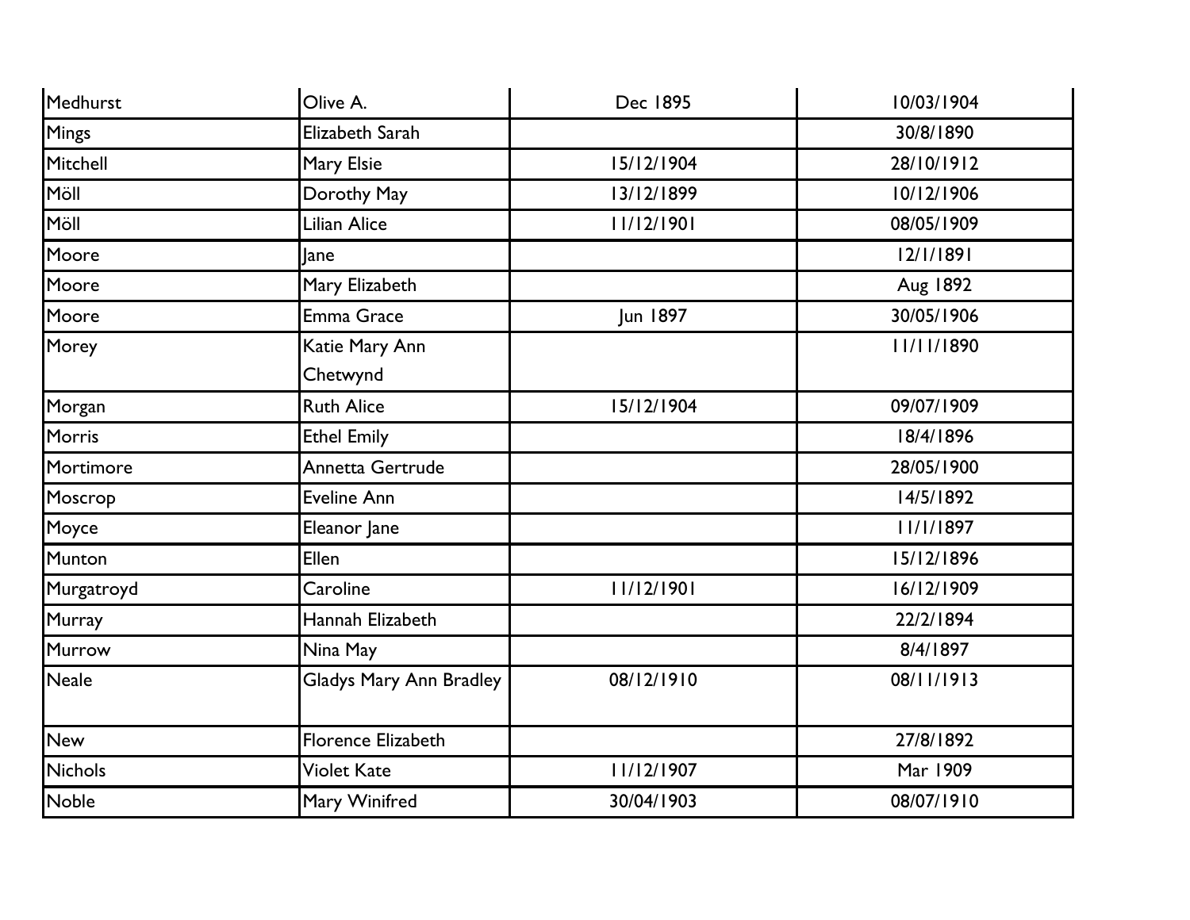| Medhurst | Olive A. | Dec 1895 | 10/03/1904 |
|---|---|---|---|
| Mings | Elizabeth Sarah | | 30/8/1890 |
| Mitchell | Mary Elsie | 15/12/1904 | 28/10/1912 |
| Möll | Dorothy May | 13/12/1899 | 10/12/1906 |
| Möll | Lilian Alice | 11/12/1901 | 08/05/1909 |
| Moore | Jane | | 12/1/1891 |
| Moore | Mary Elizabeth | | Aug 1892 |
| Moore | Emma Grace | Jun 1897 | 30/05/1906 |
| Morey | Katie Mary Ann Chetwynd | | 11/11/1890 |
| Morgan | Ruth Alice | 15/12/1904 | 09/07/1909 |
| Morris | Ethel Emily | | 18/4/1896 |
| Mortimore | Annetta Gertrude | | 28/05/1900 |
| Moscrop | Eveline Ann | | 14/5/1892 |
| Moyce | Eleanor Jane | | 11/1/1897 |
| Munton | Ellen | | 15/12/1896 |
| Murgatroyd | Caroline | 11/12/1901 | 16/12/1909 |
| Murray | Hannah Elizabeth | | 22/2/1894 |
| Murrow | Nina May | | 8/4/1897 |
| Neale | Gladys Mary Ann Bradley | 08/12/1910 | 08/11/1913 |
| New | Florence Elizabeth | | 27/8/1892 |
| Nichols | Violet Kate | 11/12/1907 | Mar 1909 |
| Noble | Mary Winifred | 30/04/1903 | 08/07/1910 |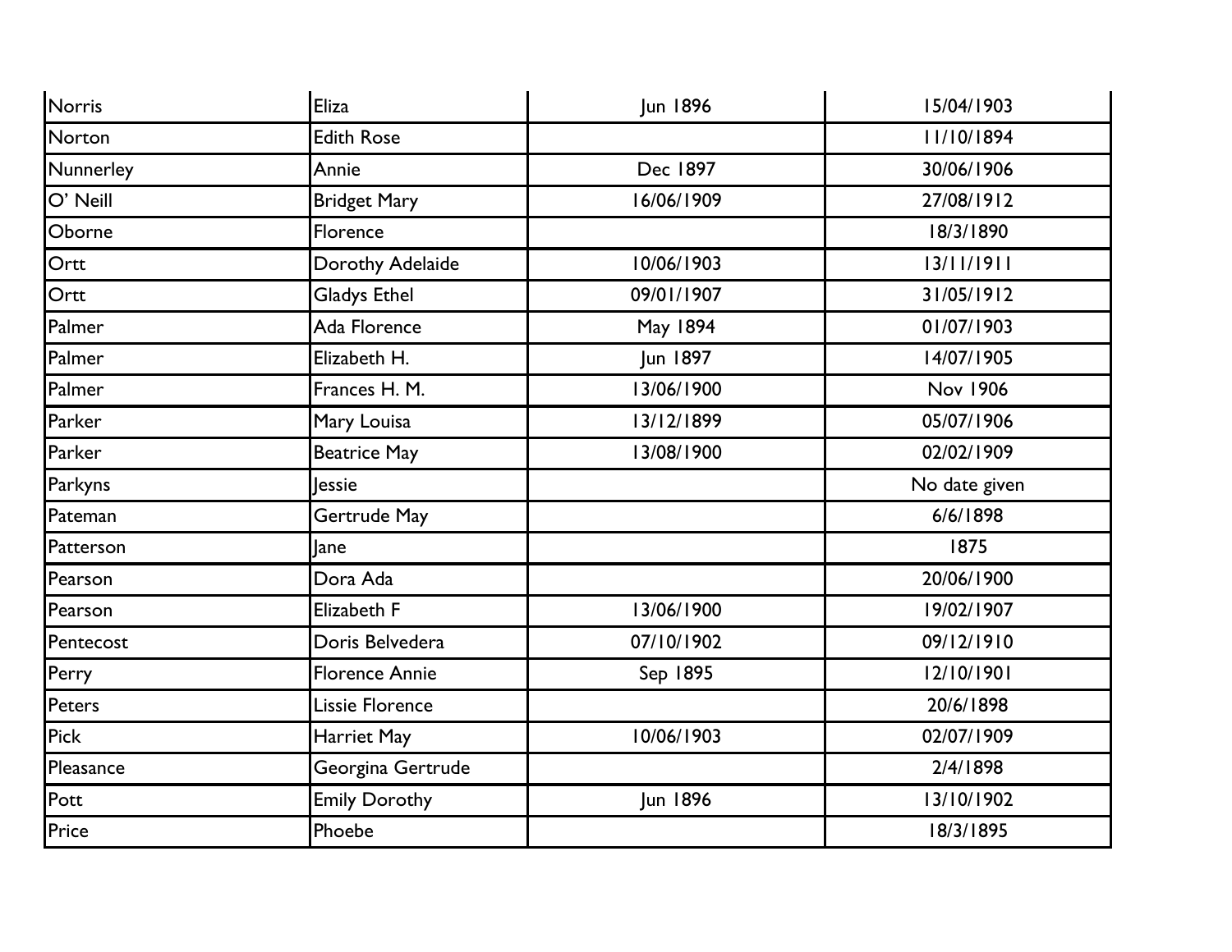| Norris | Eliza | Jun 1896 | 15/04/1903 |
|---|---|---|---|
| Norton | Edith Rose | | 11/10/1894 |
| Nunnerley | Annie | Dec 1897 | 30/06/1906 |
| O' Neill | Bridget Mary | 16/06/1909 | 27/08/1912 |
| Oborne | Florence | | 18/3/1890 |
| Ortt | Dorothy Adelaide | 10/06/1903 | 13/11/1911 |
| Ortt | Gladys Ethel | 09/01/1907 | 31/05/1912 |
| Palmer | Ada Florence | May 1894 | 01/07/1903 |
| Palmer | Elizabeth H. | Jun 1897 | 14/07/1905 |
| Palmer | Frances H. M. | 13/06/1900 | Nov 1906 |
| Parker | Mary Louisa | 13/12/1899 | 05/07/1906 |
| Parker | Beatrice May | 13/08/1900 | 02/02/1909 |
| Parkyns | Jessie | | No date given |
| Pateman | Gertrude May | | 6/6/1898 |
| Patterson | Jane | | 1875 |
| Pearson | Dora Ada | | 20/06/1900 |
| Pearson | Elizabeth F | 13/06/1900 | 19/02/1907 |
| Pentecost | Doris Belvedera | 07/10/1902 | 09/12/1910 |
| Perry | Florence Annie | Sep 1895 | 12/10/1901 |
| Peters | Lissie Florence | | 20/6/1898 |
| Pick | Harriet May | 10/06/1903 | 02/07/1909 |
| Pleasance | Georgina Gertrude | | 2/4/1898 |
| Pott | Emily Dorothy | Jun 1896 | 13/10/1902 |
| Price | Phoebe | | 18/3/1895 |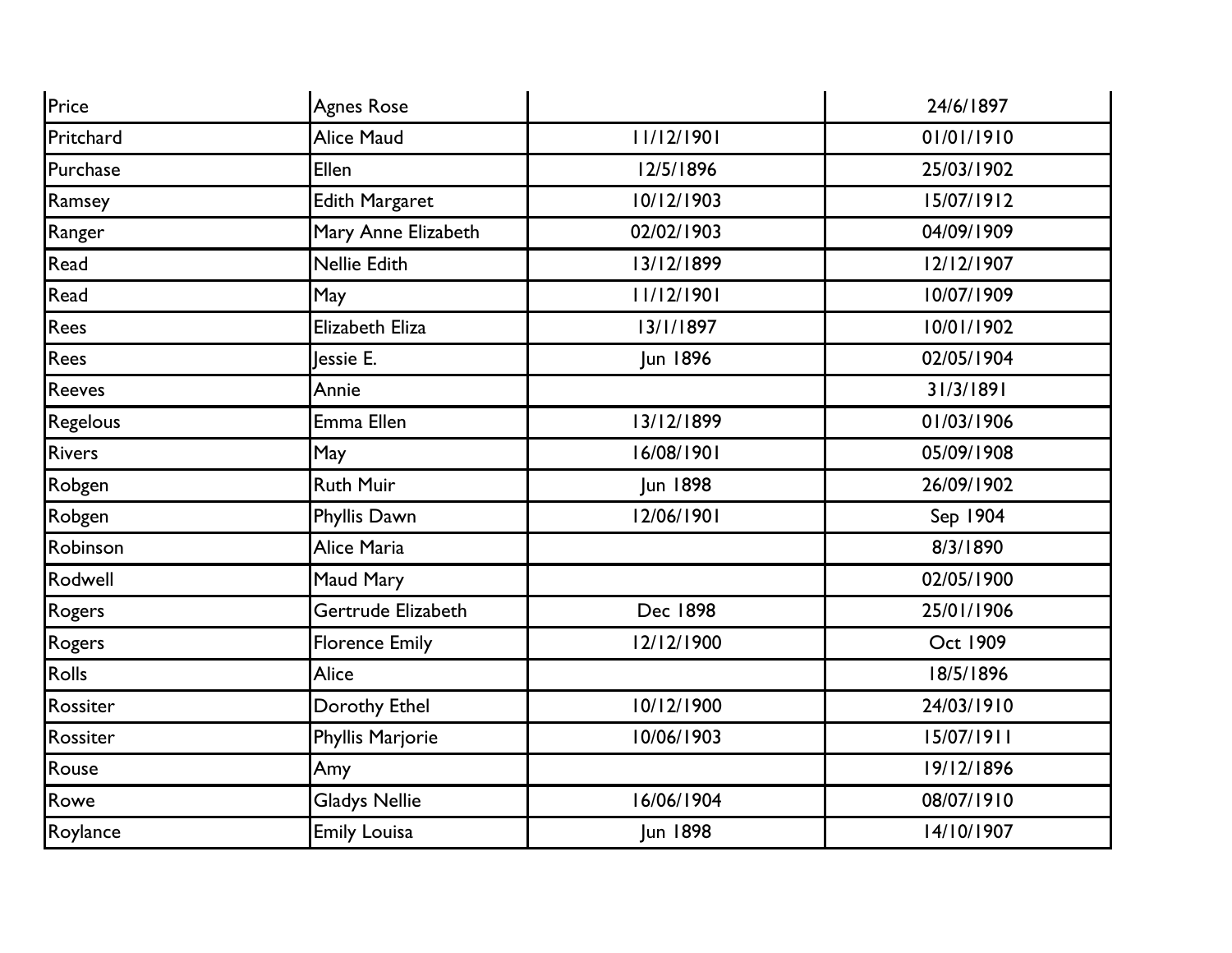| | | | |
|---|---|---|---|
| Price | Agnes Rose | | 24/6/1897 |
| Pritchard | Alice Maud | 11/12/1901 | 01/01/1910 |
| Purchase | Ellen | 12/5/1896 | 25/03/1902 |
| Ramsey | Edith Margaret | 10/12/1903 | 15/07/1912 |
| Ranger | Mary Anne Elizabeth | 02/02/1903 | 04/09/1909 |
| Read | Nellie Edith | 13/12/1899 | 12/12/1907 |
| Read | May | 11/12/1901 | 10/07/1909 |
| Rees | Elizabeth Eliza | 13/1/1897 | 10/01/1902 |
| Rees | Jessie E. | Jun 1896 | 02/05/1904 |
| Reeves | Annie | | 31/3/1891 |
| Regelous | Emma Ellen | 13/12/1899 | 01/03/1906 |
| Rivers | May | 16/08/1901 | 05/09/1908 |
| Robgen | Ruth Muir | Jun 1898 | 26/09/1902 |
| Robgen | Phyllis Dawn | 12/06/1901 | Sep 1904 |
| Robinson | Alice Maria | | 8/3/1890 |
| Rodwell | Maud Mary | | 02/05/1900 |
| Rogers | Gertrude Elizabeth | Dec 1898 | 25/01/1906 |
| Rogers | Florence Emily | 12/12/1900 | Oct 1909 |
| Rolls | Alice | | 18/5/1896 |
| Rossiter | Dorothy Ethel | 10/12/1900 | 24/03/1910 |
| Rossiter | Phyllis Marjorie | 10/06/1903 | 15/07/1911 |
| Rouse | Amy | | 19/12/1896 |
| Rowe | Gladys Nellie | 16/06/1904 | 08/07/1910 |
| Roylance | Emily Louisa | Jun 1898 | 14/10/1907 |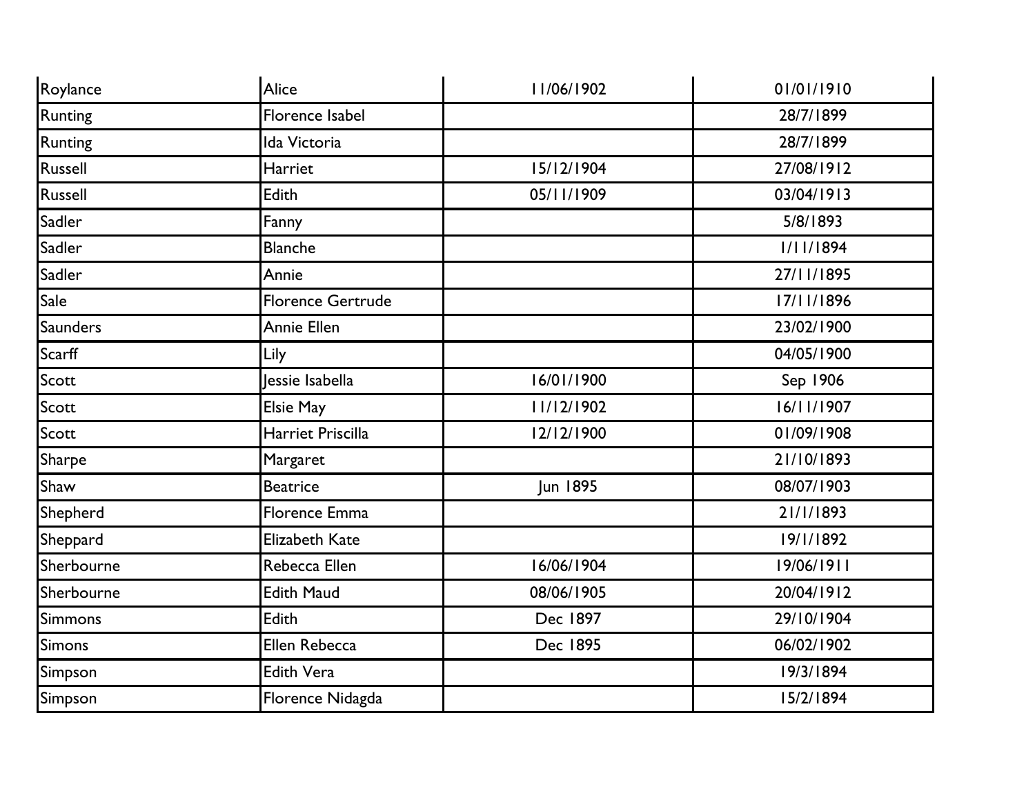| Roylance | Alice | 11/06/1902 | 01/01/1910 |
|---|---|---|---|
| Runting | Florence Isabel | | 28/7/1899 |
| Runting | Ida Victoria | | 28/7/1899 |
| Russell | Harriet | 15/12/1904 | 27/08/1912 |
| Russell | Edith | 05/11/1909 | 03/04/1913 |
| Sadler | Fanny | | 5/8/1893 |
| Sadler | Blanche | | 1/11/1894 |
| Sadler | Annie | | 27/11/1895 |
| Sale | Florence Gertrude | | 17/11/1896 |
| Saunders | Annie Ellen | | 23/02/1900 |
| Scarff | Lily | | 04/05/1900 |
| Scott | Jessie Isabella | 16/01/1900 | Sep 1906 |
| Scott | Elsie May | 11/12/1902 | 16/11/1907 |
| Scott | Harriet Priscilla | 12/12/1900 | 01/09/1908 |
| Sharpe | Margaret | | 21/10/1893 |
| Shaw | Beatrice | Jun 1895 | 08/07/1903 |
| Shepherd | Florence Emma | | 21/1/1893 |
| Sheppard | Elizabeth Kate | | 19/1/1892 |
| Sherbourne | Rebecca Ellen | 16/06/1904 | 19/06/1911 |
| Sherbourne | Edith Maud | 08/06/1905 | 20/04/1912 |
| Simmons | Edith | Dec 1897 | 29/10/1904 |
| Simons | Ellen Rebecca | Dec 1895 | 06/02/1902 |
| Simpson | Edith Vera | | 19/3/1894 |
| Simpson | Florence Nidagda | | 15/2/1894 |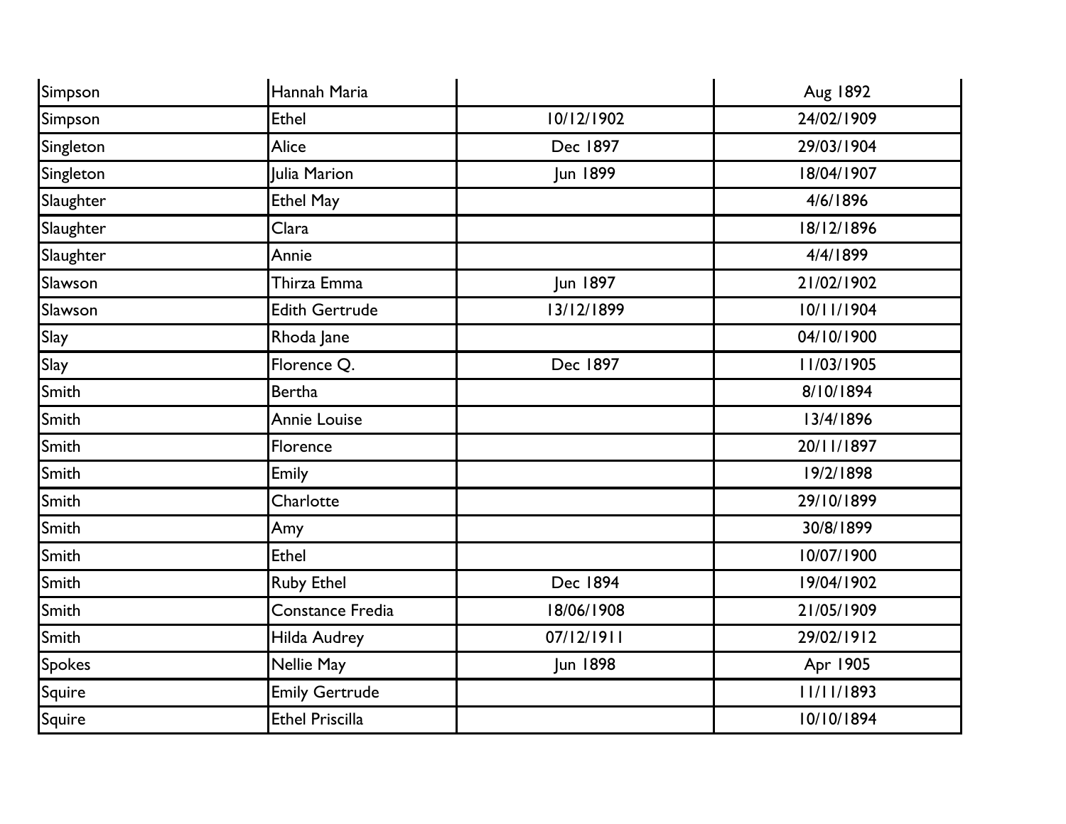| | | | |
|---|---|---|---|
| Simpson | Hannah Maria | | Aug 1892 |
| Simpson | Ethel | 10/12/1902 | 24/02/1909 |
| Singleton | Alice | Dec 1897 | 29/03/1904 |
| Singleton | Julia Marion | Jun 1899 | 18/04/1907 |
| Slaughter | Ethel May | | 4/6/1896 |
| Slaughter | Clara | | 18/12/1896 |
| Slaughter | Annie | | 4/4/1899 |
| Slawson | Thirza Emma | Jun 1897 | 21/02/1902 |
| Slawson | Edith Gertrude | 13/12/1899 | 10/11/1904 |
| Slay | Rhoda Jane | | 04/10/1900 |
| Slay | Florence Q. | Dec 1897 | 11/03/1905 |
| Smith | Bertha | | 8/10/1894 |
| Smith | Annie Louise | | 13/4/1896 |
| Smith | Florence | | 20/11/1897 |
| Smith | Emily | | 19/2/1898 |
| Smith | Charlotte | | 29/10/1899 |
| Smith | Amy | | 30/8/1899 |
| Smith | Ethel | | 10/07/1900 |
| Smith | Ruby Ethel | Dec 1894 | 19/04/1902 |
| Smith | Constance Fredia | 18/06/1908 | 21/05/1909 |
| Smith | Hilda Audrey | 07/12/1911 | 29/02/1912 |
| Spokes | Nellie May | Jun 1898 | Apr 1905 |
| Squire | Emily Gertrude | | 11/11/1893 |
| Squire | Ethel Priscilla | | 10/10/1894 |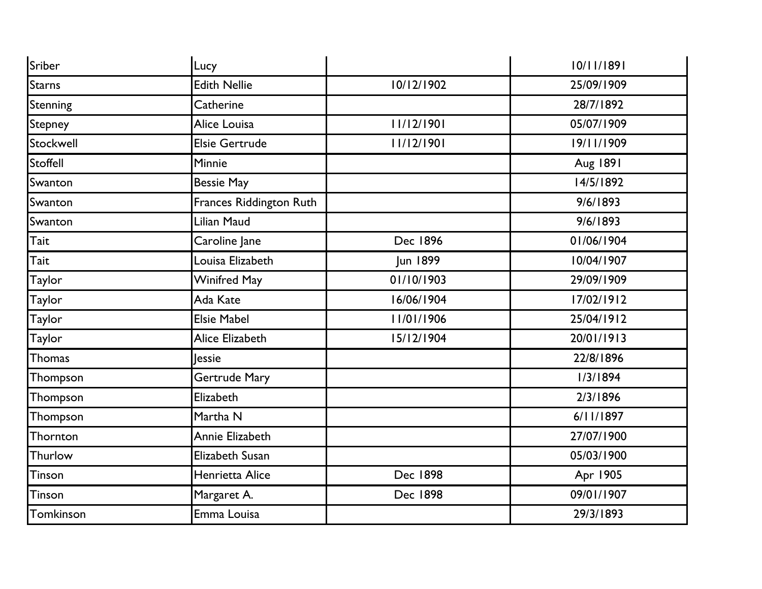| | | | |
|---|---|---|---|
| Sriber | Lucy | | 10/11/1891 |
| Starns | Edith Nellie | 10/12/1902 | 25/09/1909 |
| Stenning | Catherine | | 28/7/1892 |
| Stepney | Alice Louisa | 11/12/1901 | 05/07/1909 |
| Stockwell | Elsie Gertrude | 11/12/1901 | 19/11/1909 |
| Stoffell | Minnie | | Aug 1891 |
| Swanton | Bessie May | | 14/5/1892 |
| Swanton | Frances Riddington Ruth | | 9/6/1893 |
| Swanton | Lilian Maud | | 9/6/1893 |
| Tait | Caroline Jane | Dec 1896 | 01/06/1904 |
| Tait | Louisa Elizabeth | Jun 1899 | 10/04/1907 |
| Taylor | Winifred May | 01/10/1903 | 29/09/1909 |
| Taylor | Ada Kate | 16/06/1904 | 17/02/1912 |
| Taylor | Elsie Mabel | 11/01/1906 | 25/04/1912 |
| Taylor | Alice Elizabeth | 15/12/1904 | 20/01/1913 |
| Thomas | Jessie | | 22/8/1896 |
| Thompson | Gertrude Mary | | 1/3/1894 |
| Thompson | Elizabeth | | 2/3/1896 |
| Thompson | Martha N | | 6/11/1897 |
| Thornton | Annie Elizabeth | | 27/07/1900 |
| Thurlow | Elizabeth Susan | | 05/03/1900 |
| Tinson | Henrietta Alice | Dec 1898 | Apr 1905 |
| Tinson | Margaret A. | Dec 1898 | 09/01/1907 |
| Tomkinson | Emma Louisa | | 29/3/1893 |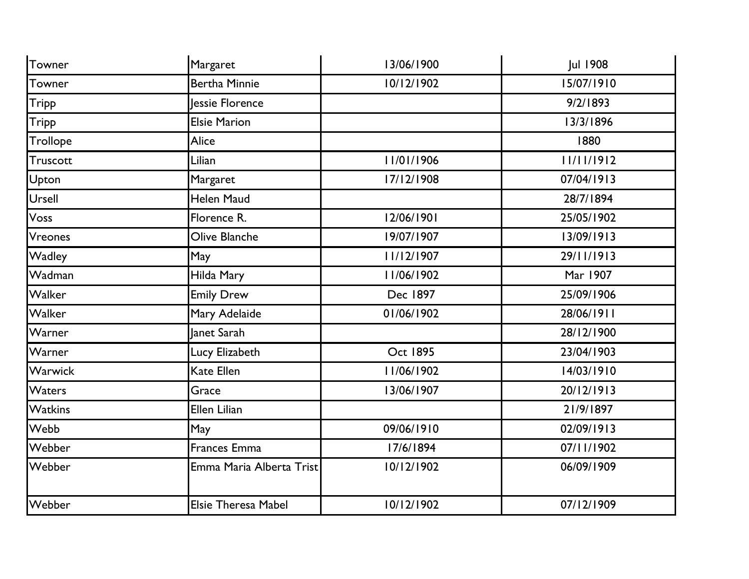| | | | |
|---|---|---|---|
| Towner | Margaret | 13/06/1900 | Jul 1908 |
| Towner | Bertha Minnie | 10/12/1902 | 15/07/1910 |
| Tripp | Jessie Florence | | 9/2/1893 |
| Tripp | Elsie Marion | | 13/3/1896 |
| Trollope | Alice | | 1880 |
| Truscott | Lilian | 11/01/1906 | 11/11/1912 |
| Upton | Margaret | 17/12/1908 | 07/04/1913 |
| Ursell | Helen Maud | | 28/7/1894 |
| Voss | Florence R. | 12/06/1901 | 25/05/1902 |
| Vreones | Olive Blanche | 19/07/1907 | 13/09/1913 |
| Wadley | May | 11/12/1907 | 29/11/1913 |
| Wadman | Hilda Mary | 11/06/1902 | Mar 1907 |
| Walker | Emily Drew | Dec 1897 | 25/09/1906 |
| Walker | Mary Adelaide | 01/06/1902 | 28/06/1911 |
| Warner | Janet Sarah | | 28/12/1900 |
| Warner | Lucy Elizabeth | Oct 1895 | 23/04/1903 |
| Warwick | Kate Ellen | 11/06/1902 | 14/03/1910 |
| Waters | Grace | 13/06/1907 | 20/12/1913 |
| Watkins | Ellen Lilian | | 21/9/1897 |
| Webb | May | 09/06/1910 | 02/09/1913 |
| Webber | Frances Emma | 17/6/1894 | 07/11/1902 |
| Webber | Emma Maria Alberta Trist | 10/12/1902 | 06/09/1909 |
| Webber | Elsie Theresa Mabel | 10/12/1902 | 07/12/1909 |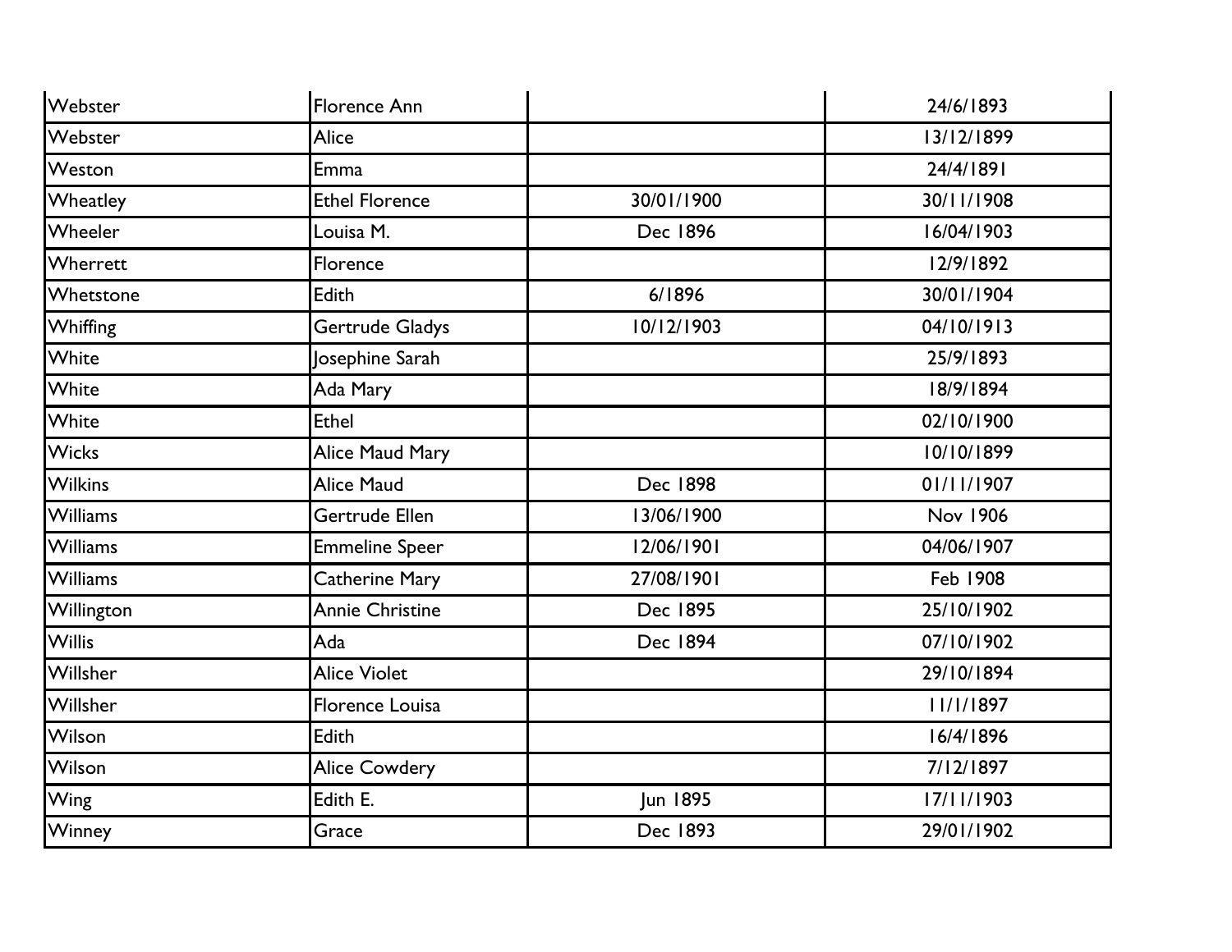| | | | |
|---|---|---|---|
| Webster | Florence Ann | | 24/6/1893 |
| Webster | Alice | | 13/12/1899 |
| Weston | Emma | | 24/4/1891 |
| Wheatley | Ethel Florence | 30/01/1900 | 30/11/1908 |
| Wheeler | Louisa M. | Dec 1896 | 16/04/1903 |
| Wherrett | Florence | | 12/9/1892 |
| Whetstone | Edith | 6/1896 | 30/01/1904 |
| Whiffing | Gertrude Gladys | 10/12/1903 | 04/10/1913 |
| White | Josephine Sarah | | 25/9/1893 |
| White | Ada Mary | | 18/9/1894 |
| White | Ethel | | 02/10/1900 |
| Wicks | Alice Maud Mary | | 10/10/1899 |
| Wilkins | Alice Maud | Dec 1898 | 01/11/1907 |
| Williams | Gertrude Ellen | 13/06/1900 | Nov 1906 |
| Williams | Emmeline Speer | 12/06/1901 | 04/06/1907 |
| Williams | Catherine Mary | 27/08/1901 | Feb 1908 |
| Willington | Annie Christine | Dec 1895 | 25/10/1902 |
| Willis | Ada | Dec 1894 | 07/10/1902 |
| Willsher | Alice Violet | | 29/10/1894 |
| Willsher | Florence Louisa | | 11/1/1897 |
| Wilson | Edith | | 16/4/1896 |
| Wilson | Alice Cowdery | | 7/12/1897 |
| Wing | Edith E. | Jun 1895 | 17/11/1903 |
| Winney | Grace | Dec 1893 | 29/01/1902 |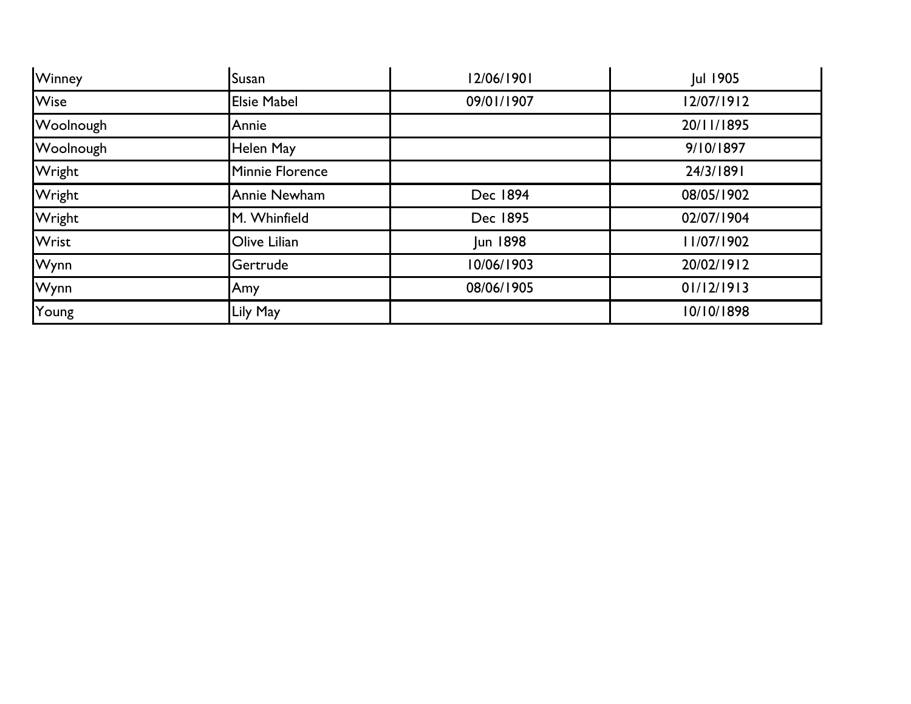| | | | |
|---|---|---|---|
| Winney | Susan | 12/06/1901 | Jul 1905 |
| Wise | Elsie Mabel | 09/01/1907 | 12/07/1912 |
| Woolnough | Annie | | 20/11/1895 |
| Woolnough | Helen May | | 9/10/1897 |
| Wright | Minnie Florence | | 24/3/1891 |
| Wright | Annie Newham | Dec 1894 | 08/05/1902 |
| Wright | M. Whinfield | Dec 1895 | 02/07/1904 |
| Wrist | Olive Lilian | Jun 1898 | 11/07/1902 |
| Wynn | Gertrude | 10/06/1903 | 20/02/1912 |
| Wynn | Amy | 08/06/1905 | 01/12/1913 |
| Young | Lily May | | 10/10/1898 |